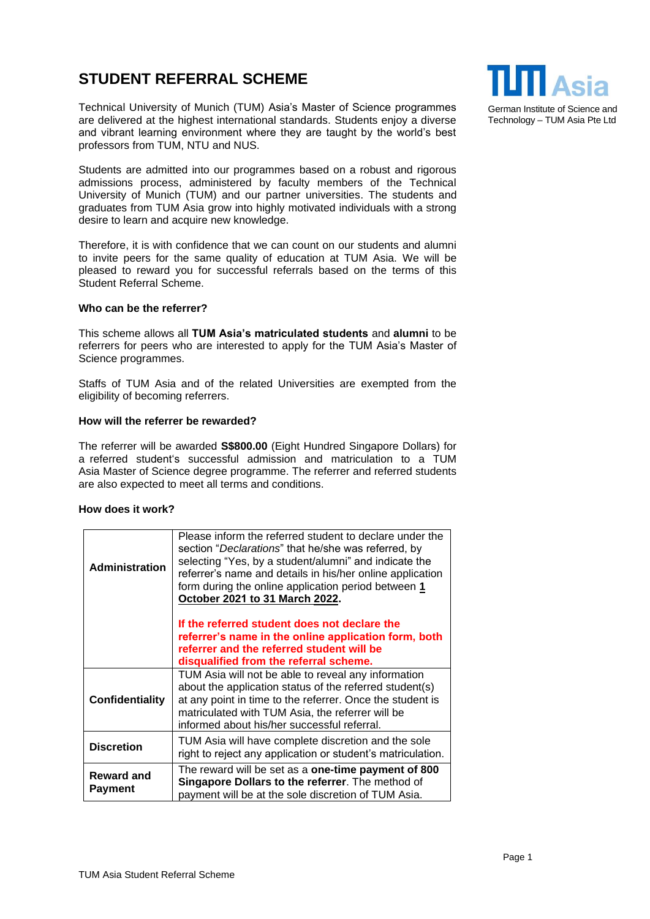# STUDENT REFERRAL SCHEME

German Institute of Science and Technology – TUM Asia Pte Ltd

Technical University of Munich (TUM) Asia's Master of Science programmes are delivered at the highest international standards. Students enjoy a diverse and vibrant learning environment where they are taught by the world's best professors from TUM, NTU and NUS.

Students are admitted into our programmes based on a robust and rigorous admissions process, administered by faculty members of the Technical University of Munich (TUM) and our partner universities. The students and graduates from TUM Asia grow into highly motivated individuals with a strong desire to learn and acquire new knowledge.

Therefore, it is with confidence that we can count on our students and alumni to invite peers for the same quality of education at TUM Asia. We will be pleased to reward you for successful referrals based on the terms of this Student Referral Scheme.

#### Who can be the referrer?

This scheme allows all **TUM Asia's matriculated students** and **alumni** to be referrers for peers who are interested to apply for the TUM Asia's Master of Science programmes.

Staffs of TUM Asia and of the related Universities are exempted from the eligibility of becoming referrers.

#### How will the referrer be rewarded?

The referrer will be awarded **S$800.00** (Eight Hundred Singapore Dollars) for a referred student's successful admission and matriculation to a TUM Asia Master of Science degree programme. The referrer and referred students are also expected to meet all terms and conditions.

#### How does it work?

| | |
|---|---|
| **Administration** | Please inform the referred student to declare under the section "*Declarations*" that he/she was referred, by selecting "Yes, by a student/alumni" and indicate the referrer's name and details in his/her online application form during the online application period between **1 October 2021 to 31 March 2022**.<br><br>**If the referred student does not declare the referrer's name in the online application form, both referrer and the referred student will be disqualified from the referral scheme.** |
| **Confidentiality** | TUM Asia will not be able to reveal any information about the application status of the referred student(s) at any point in time to the referrer. Once the student is matriculated with TUM Asia, the referrer will be informed about his/her successful referral. |
| **Discretion** | TUM Asia will have complete discretion and the sole right to reject any application or student's matriculation. |
| **Reward and Payment** | The reward will be set as a **one-time payment of 800 Singapore Dollars to the referrer**. The method of payment will be at the sole discretion of TUM Asia. |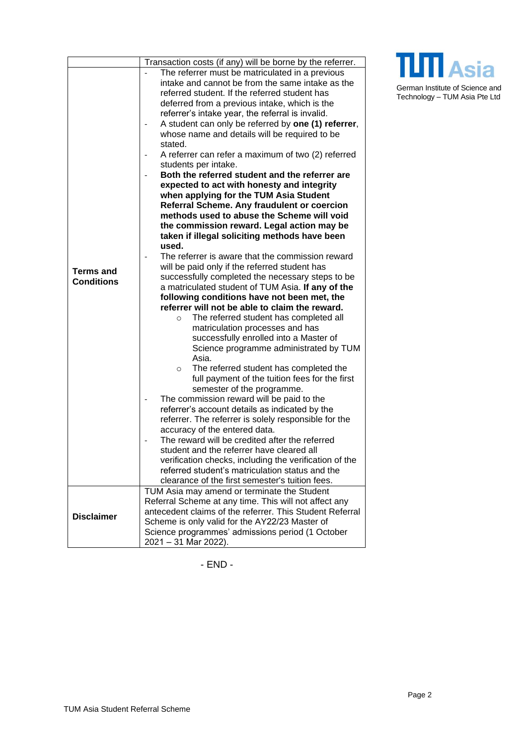| | |
|---|---|
| | Transaction costs (if any) will be borne by the referrer. |
| **Terms and Conditions** | - The referrer must be matriculated in a previous intake and cannot be from the same intake as the referred student. If the referred student has deferred from a previous intake, which is the referrer's intake year, the referral is invalid.<br>- A student can only be referred by **one (1) referrer**, whose name and details will be required to be stated.<br>- A referrer can refer a maximum of two (2) referred students per intake.<br>- **Both the referred student and the referrer are expected to act with honesty and integrity when applying for the TUM Asia Student Referral Scheme. Any fraudulent or coercion methods used to abuse the Scheme will void the commission reward. Legal action may be taken if illegal soliciting methods have been used.**<br>- The referrer is aware that the commission reward will be paid only if the referred student has successfully completed the necessary steps to be a matriculated student of TUM Asia. **If any of the following conditions have not been met, the referrer will not be able to claim the reward.**<br>&nbsp;&nbsp;&nbsp;&nbsp;○ The referred student has completed all matriculation processes and has successfully enrolled into a Master of Science programme administrated by TUM Asia.<br>&nbsp;&nbsp;&nbsp;&nbsp;○ The referred student has completed the full payment of the tuition fees for the first semester of the programme.<br>- The commission reward will be paid to the referrer's account details as indicated by the referrer. The referrer is solely responsible for the accuracy of the entered data.<br>- The reward will be credited after the referred student and the referrer have cleared all verification checks, including the verification of the referred student's matriculation status and the clearance of the first semester's tuition fees. |
| **Disclaimer** | TUM Asia may amend or terminate the Student Referral Scheme at any time. This will not affect any antecedent claims of the referrer. This Student Referral Scheme is only valid for the AY22/23 Master of Science programmes' admissions period (1 October 2021 – 31 Mar 2022). |

- END -